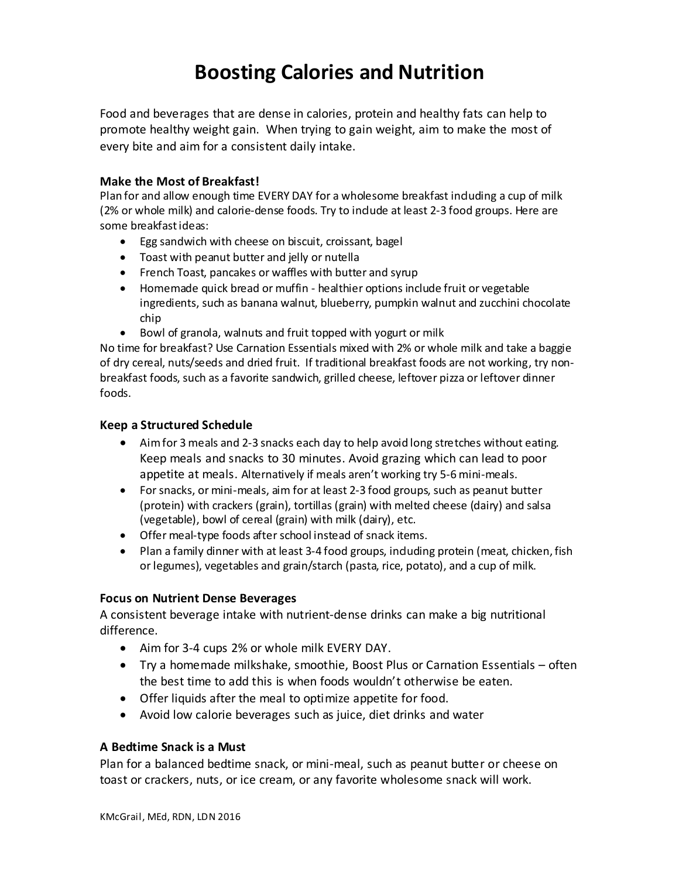# Boosting Calories and Nutrition

Food and beverages that are dense in calories, protein and healthy fats can help to promote healthy weight gain. When trying to gain weight, aim to make the most of every bite and aim for a consistent daily intake.

### Make the Most of Breakfast!

Plan for and allow enough time EVERY DAY for a wholesome breakfast including a cup of milk (2% or whole milk) and calorie-dense foods. Try to include at least 2-3 food groups. Here are some breakfast ideas:

- Egg sandwich with cheese on biscuit, croissant, bagel
- Toast with peanut butter and jelly or nutella
- French Toast, pancakes or waffles with butter and syrup
- Homemade quick bread or muffin - healthier options include fruit or vegetable ingredients, such as banana walnut, blueberry, pumpkin walnut and zucchini chocolate chip
- Bowl of granola, walnuts and fruit topped with yogurt or milk

No time for breakfast? Use Carnation Essentials mixed with 2% or whole milk and take a baggie of dry cereal, nuts/seeds and dried fruit. If traditional breakfast foods are not working, try non-breakfast foods, such as a favorite sandwich, grilled cheese, leftover pizza or leftover dinner foods.

### Keep a Structured Schedule

- Aim for 3 meals and 2-3 snacks each day to help avoid long stretches without eating. Keep meals and snacks to 30 minutes. Avoid grazing which can lead to poor appetite at meals. Alternatively if meals aren't working try 5-6 mini-meals.
- For snacks, or mini-meals, aim for at least 2-3 food groups, such as peanut butter (protein) with crackers (grain), tortillas (grain) with melted cheese (dairy) and salsa (vegetable), bowl of cereal (grain) with milk (dairy), etc.
- Offer meal-type foods after school instead of snack items.
- Plan a family dinner with at least 3-4 food groups, including protein (meat, chicken, fish or legumes), vegetables and grain/starch (pasta, rice, potato), and a cup of milk.

### Focus on Nutrient Dense Beverages

A consistent beverage intake with nutrient-dense drinks can make a big nutritional difference.

- Aim for 3-4 cups 2% or whole milk EVERY DAY.
- Try a homemade milkshake, smoothie, Boost Plus or Carnation Essentials – often the best time to add this is when foods wouldn't otherwise be eaten.
- Offer liquids after the meal to optimize appetite for food.
- Avoid low calorie beverages such as juice, diet drinks and water

### A Bedtime Snack is a Must

Plan for a balanced bedtime snack, or mini-meal, such as peanut butter or cheese on toast or crackers, nuts, or ice cream, or any favorite wholesome snack will work.

KMcGrail, MEd, RDN, LDN 2016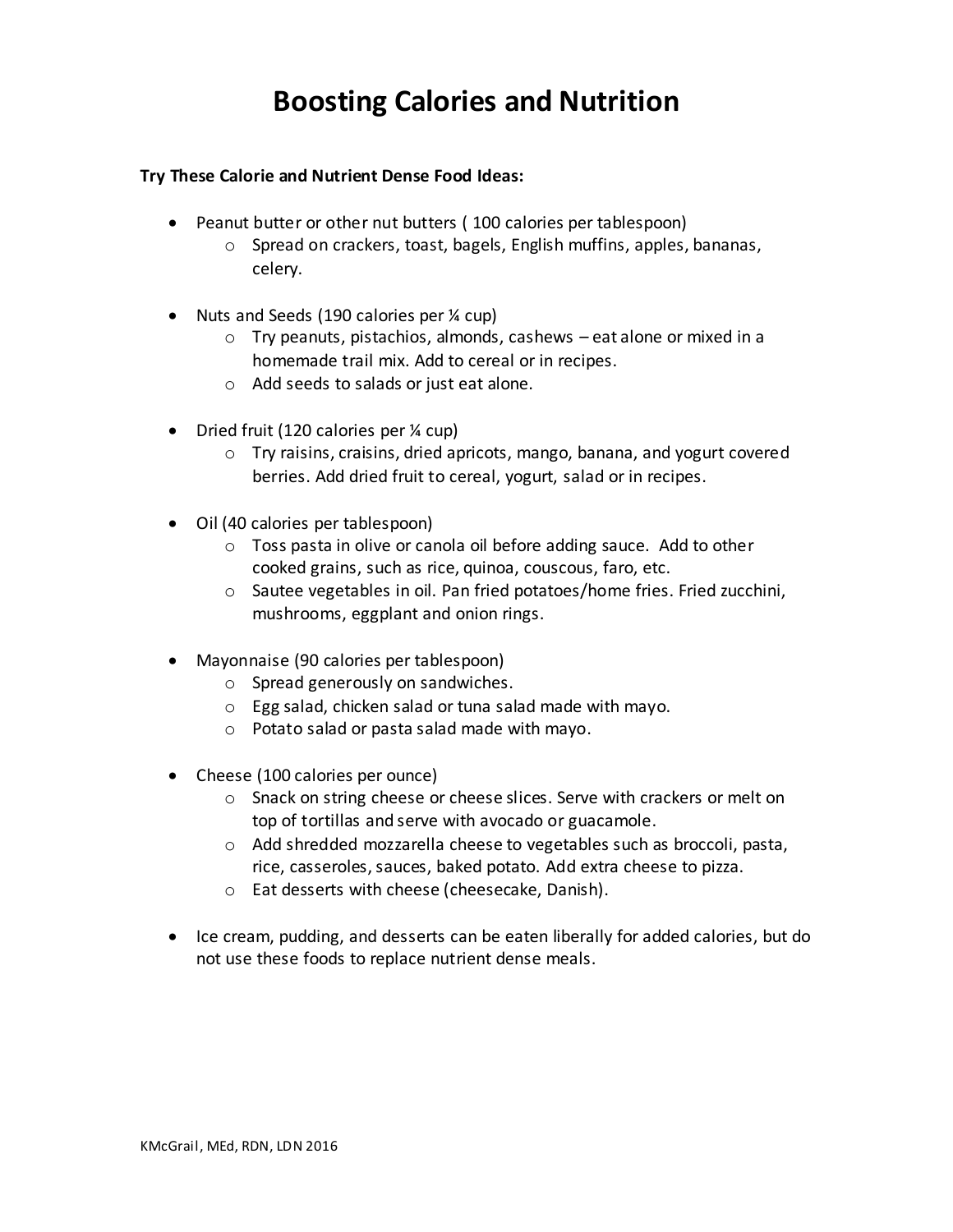# Boosting Calories and Nutrition

**Try These Calorie and Nutrient Dense Food Ideas:**

- Peanut butter or other nut butters ( 100 calories per tablespoon)
  - Spread on crackers, toast, bagels, English muffins, apples, bananas, celery.
- Nuts and Seeds (190 calories per ¼ cup)
  - Try peanuts, pistachios, almonds, cashews – eat alone or mixed in a homemade trail mix. Add to cereal or in recipes.
  - Add seeds to salads or just eat alone.
- Dried fruit (120 calories per ¼ cup)
  - Try raisins, craisins, dried apricots, mango, banana, and yogurt covered berries. Add dried fruit to cereal, yogurt, salad or in recipes.
- Oil (40 calories per tablespoon)
  - Toss pasta in olive or canola oil before adding sauce. Add to other cooked grains, such as rice, quinoa, couscous, faro, etc.
  - Sautee vegetables in oil. Pan fried potatoes/home fries. Fried zucchini, mushrooms, eggplant and onion rings.
- Mayonnaise (90 calories per tablespoon)
  - Spread generously on sandwiches.
  - Egg salad, chicken salad or tuna salad made with mayo.
  - Potato salad or pasta salad made with mayo.
- Cheese (100 calories per ounce)
  - Snack on string cheese or cheese slices. Serve with crackers or melt on top of tortillas and serve with avocado or guacamole.
  - Add shredded mozzarella cheese to vegetables such as broccoli, pasta, rice, casseroles, sauces, baked potato. Add extra cheese to pizza.
  - Eat desserts with cheese (cheesecake, Danish).
- Ice cream, pudding, and desserts can be eaten liberally for added calories, but do not use these foods to replace nutrient dense meals.

KMcGrail, MEd, RDN, LDN 2016